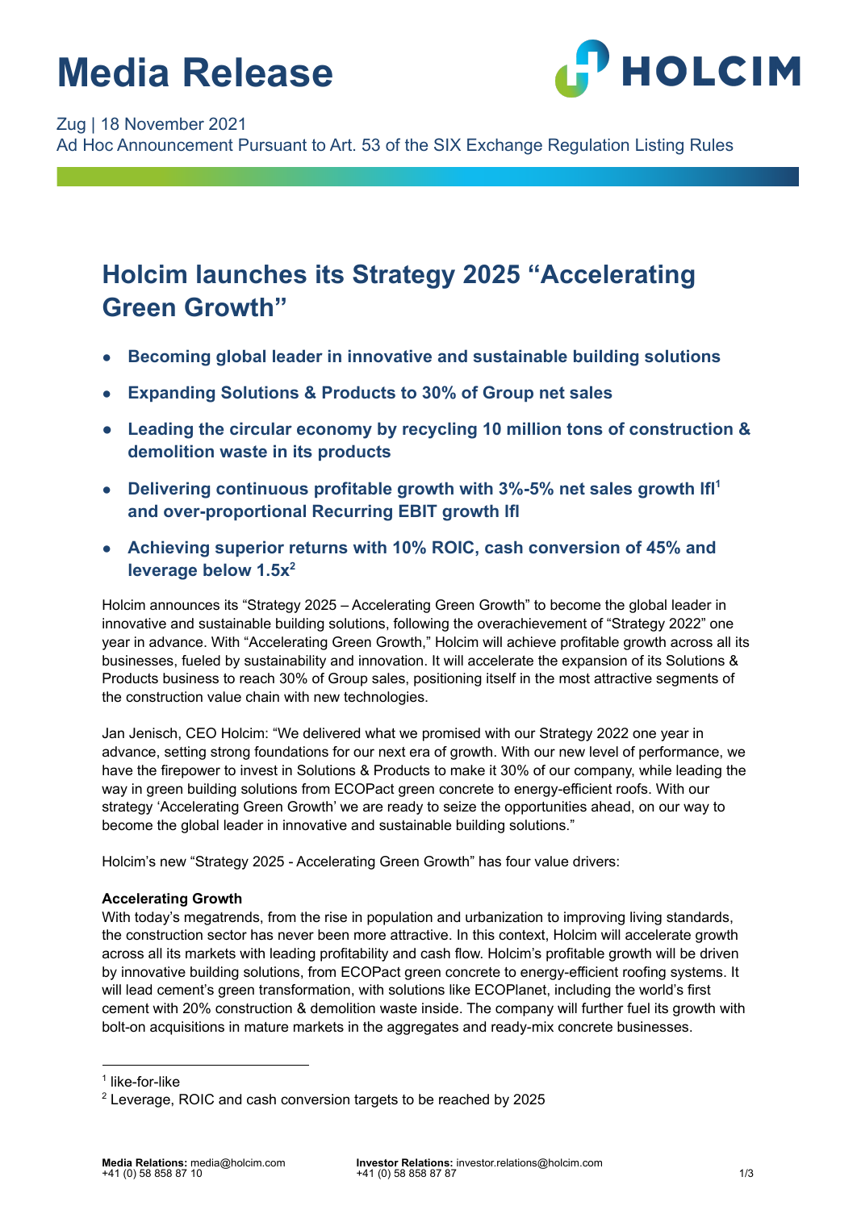# Media Release

Zug | 18 November 2021

Ad Hoc Announcement Pursuant to Art. 53 of the SIX Exchange Regulation Listing Rules

## Holcim launches its Strategy 2025 "Accelerating Green Growth"

- **Becoming global leader in innovative and sustainable building solutions**
- **Expanding Solutions & Products to 30% of Group net sales**
- **Leading the circular economy by recycling 10 million tons of construction & demolition waste in its products**
- **Delivering continuous profitable growth with 3%-5% net sales growth lfl[1] and over-proportional Recurring EBIT growth lfl**
- **Achieving superior returns with 10% ROIC, cash conversion of 45% and leverage below 1.5x[2]**

Holcim announces its "Strategy 2025 – Accelerating Green Growth" to become the global leader in innovative and sustainable building solutions, following the overachievement of "Strategy 2022" one year in advance. With "Accelerating Green Growth," Holcim will achieve profitable growth across all its businesses, fueled by sustainability and innovation. It will accelerate the expansion of its Solutions & Products business to reach 30% of Group sales, positioning itself in the most attractive segments of the construction value chain with new technologies.

Jan Jenisch, CEO Holcim: "We delivered what we promised with our Strategy 2022 one year in advance, setting strong foundations for our next era of growth. With our new level of performance, we have the firepower to invest in Solutions & Products to make it 30% of our company, while leading the way in green building solutions from ECOPact green concrete to energy-efficient roofs. With our strategy 'Accelerating Green Growth' we are ready to seize the opportunities ahead, on our way to become the global leader in innovative and sustainable building solutions."

Holcim's new "Strategy 2025 - Accelerating Green Growth" has four value drivers:

**Accelerating Growth**

With today's megatrends, from the rise in population and urbanization to improving living standards, the construction sector has never been more attractive. In this context, Holcim will accelerate growth across all its markets with leading profitability and cash flow. Holcim's profitable growth will be driven by innovative building solutions, from ECOPact green concrete to energy-efficient roofing systems. It will lead cement's green transformation, with solutions like ECOPlanet, including the world's first cement with 20% construction & demolition waste inside. The company will further fuel its growth with bolt-on acquisitions in mature markets in the aggregates and ready-mix concrete businesses.

---

[1] like-for-like

[2] Leverage, ROIC and cash conversion targets to be reached by 2025

**Media Relations:** media@holcim.com
+41 (0) 58 858 87 10

**Investor Relations:** investor.relations@holcim.com
+41 (0) 58 858 87 87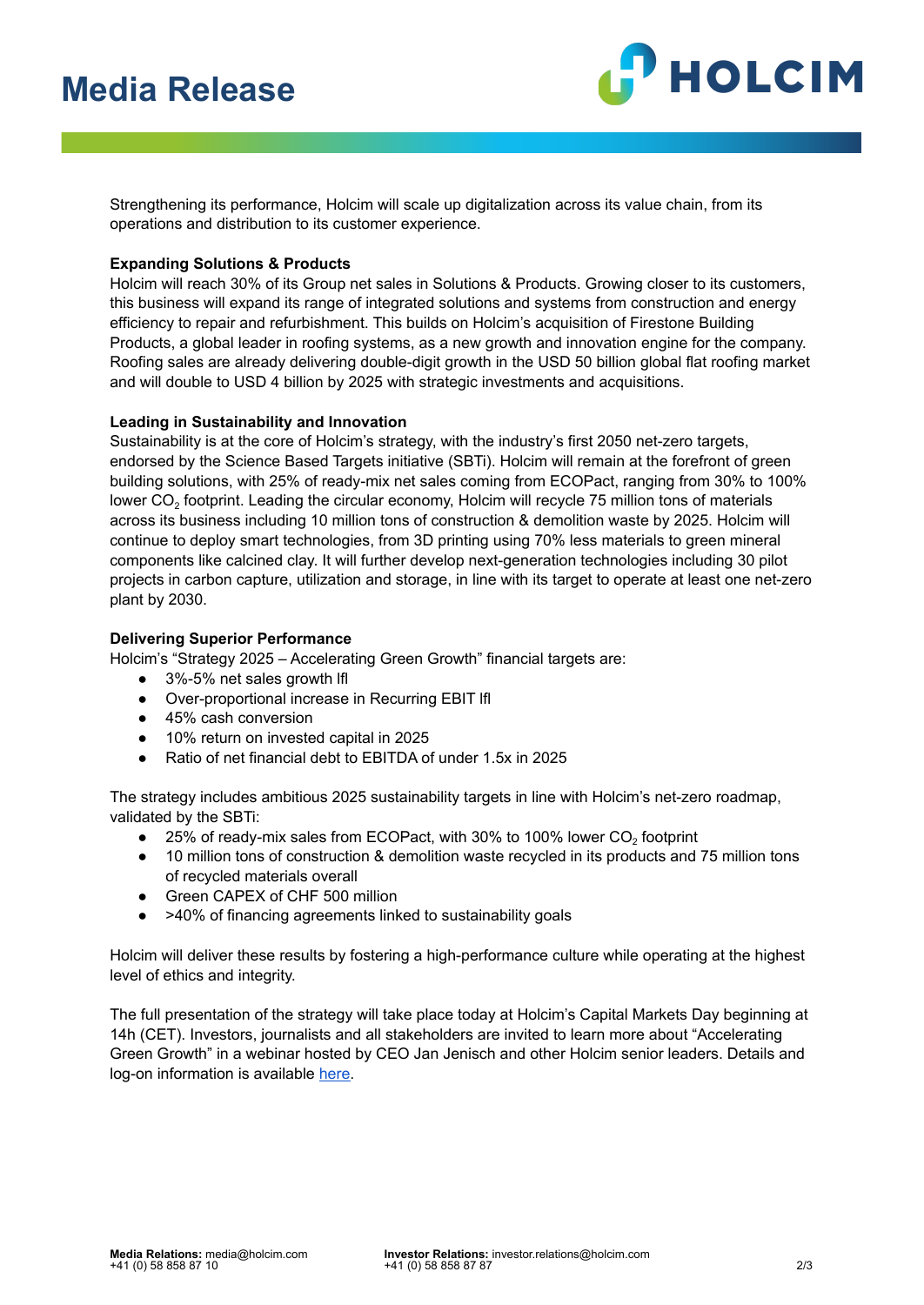Strengthening its performance, Holcim will scale up digitalization across its value chain, from its operations and distribution to its customer experience.

**Expanding Solutions & Products**

Holcim will reach 30% of its Group net sales in Solutions & Products. Growing closer to its customers, this business will expand its range of integrated solutions and systems from construction and energy efficiency to repair and refurbishment. This builds on Holcim's acquisition of Firestone Building Products, a global leader in roofing systems, as a new growth and innovation engine for the company. Roofing sales are already delivering double-digit growth in the USD 50 billion global flat roofing market and will double to USD 4 billion by 2025 with strategic investments and acquisitions.

**Leading in Sustainability and Innovation**

Sustainability is at the core of Holcim's strategy, with the industry's first 2050 net-zero targets, endorsed by the Science Based Targets initiative (SBTi). Holcim will remain at the forefront of green building solutions, with 25% of ready-mix net sales coming from ECOPact, ranging from 30% to 100% lower $CO_2$ footprint. Leading the circular economy, Holcim will recycle 75 million tons of materials across its business including 10 million tons of construction & demolition waste by 2025. Holcim will continue to deploy smart technologies, from 3D printing using 70% less materials to green mineral components like calcined clay. It will further develop next-generation technologies including 30 pilot projects in carbon capture, utilization and storage, in line with its target to operate at least one net-zero plant by 2030.

**Delivering Superior Performance**

Holcim's "Strategy 2025 – Accelerating Green Growth" financial targets are:

- 3%-5% net sales growth lfl
- Over-proportional increase in Recurring EBIT lfl
- 45% cash conversion
- 10% return on invested capital in 2025
- Ratio of net financial debt to EBITDA of under 1.5x in 2025

The strategy includes ambitious 2025 sustainability targets in line with Holcim's net-zero roadmap, validated by the SBTi:

- 25% of ready-mix sales from ECOPact, with 30% to 100% lower $CO_2$ footprint
- 10 million tons of construction & demolition waste recycled in its products and 75 million tons of recycled materials overall
- Green CAPEX of CHF 500 million
- >40% of financing agreements linked to sustainability goals

Holcim will deliver these results by fostering a high-performance culture while operating at the highest level of ethics and integrity.

The full presentation of the strategy will take place today at Holcim's Capital Markets Day beginning at 14h (CET). Investors, journalists and all stakeholders are invited to learn more about "Accelerating Green Growth" in a webinar hosted by CEO Jan Jenisch and other Holcim senior leaders. Details and log-on information is available here.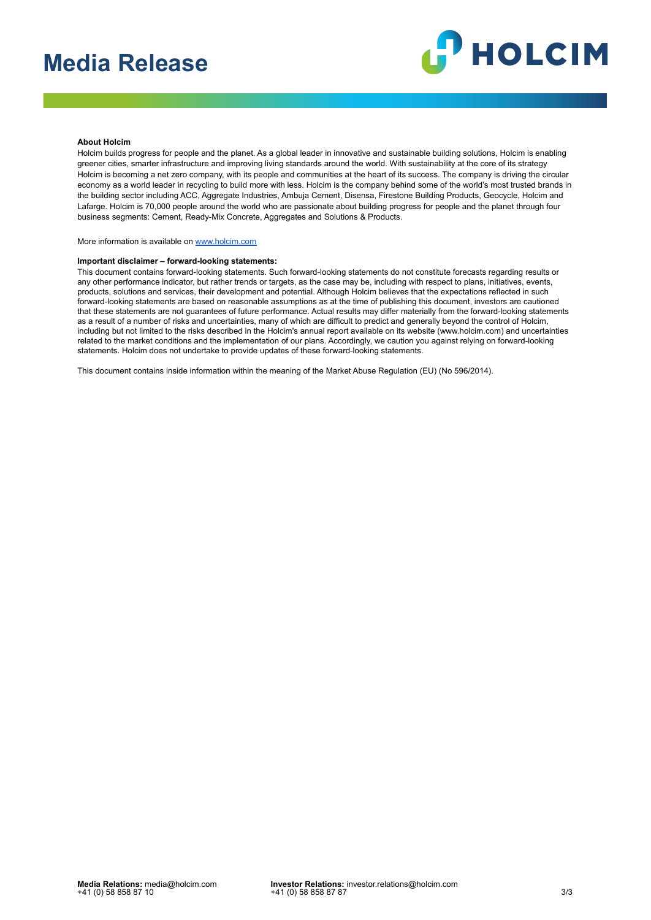**About Holcim**
Holcim builds progress for people and the planet. As a global leader in innovative and sustainable building solutions, Holcim is enabling greener cities, smarter infrastructure and improving living standards around the world. With sustainability at the core of its strategy Holcim is becoming a net zero company, with its people and communities at the heart of its success. The company is driving the circular economy as a world leader in recycling to build more with less. Holcim is the company behind some of the world's most trusted brands in the building sector including ACC, Aggregate Industries, Ambuja Cement, Disensa, Firestone Building Products, Geocycle, Holcim and Lafarge. Holcim is 70,000 people around the world who are passionate about building progress for people and the planet through four business segments: Cement, Ready-Mix Concrete, Aggregates and Solutions & Products.

More information is available on [www.holcim.com](http://www.holcim.com)

**Important disclaimer – forward-looking statements:**
This document contains forward-looking statements. Such forward-looking statements do not constitute forecasts regarding results or any other performance indicator, but rather trends or targets, as the case may be, including with respect to plans, initiatives, events, products, solutions and services, their development and potential. Although Holcim believes that the expectations reflected in such forward-looking statements are based on reasonable assumptions as at the time of publishing this document, investors are cautioned that these statements are not guarantees of future performance. Actual results may differ materially from the forward-looking statements as a result of a number of risks and uncertainties, many of which are difficult to predict and generally beyond the control of Holcim, including but not limited to the risks described in the Holcim's annual report available on its website (www.holcim.com) and uncertainties related to the market conditions and the implementation of our plans. Accordingly, we caution you against relying on forward-looking statements. Holcim does not undertake to provide updates of these forward-looking statements.

This document contains inside information within the meaning of the Market Abuse Regulation (EU) (No 596/2014).

**Media Relations:** media@holcim.com
+41 (0) 58 858 87 10

**Investor Relations:** investor.relations@holcim.com
+41 (0) 58 858 87 87